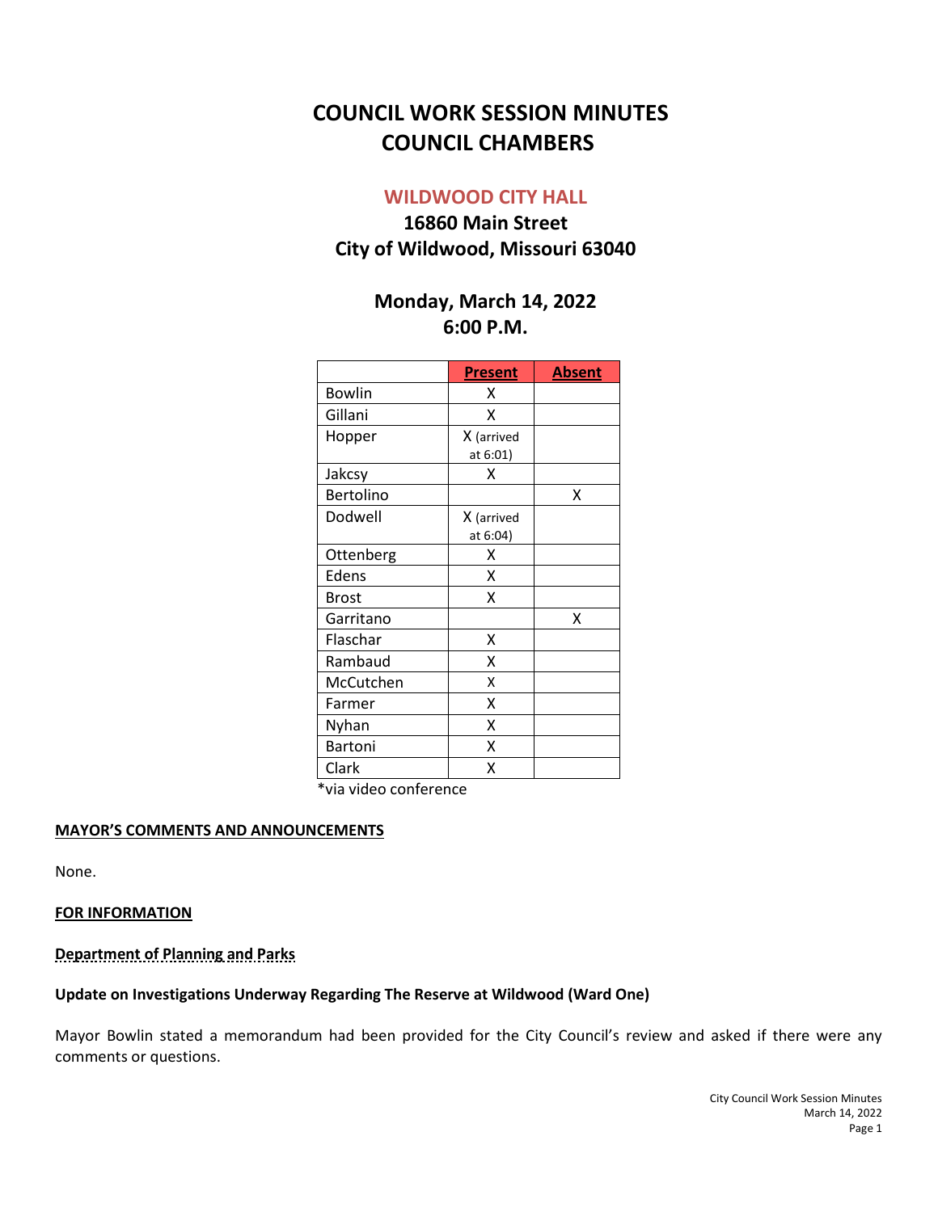# COUNCIL WORK SESSION MINUTES
# COUNCIL CHAMBERS

## WILDWOOD CITY HALL

### 16860 Main Street
### City of Wildwood, Missouri 63040

### Monday, March 14, 2022
### 6:00 P.M.

| | Present | Absent |
|---|---|---|
| Bowlin | X | |
| Gillani | X | |
| Hopper | X (arrived at 6:01) | |
| Jakcsy | X | |
| Bertolino | | X |
| Dodwell | X (arrived at 6:04) | |
| Ottenberg | X | |
| Edens | X | |
| Brost | X | |
| Garritano | | X |
| Flaschar | X | |
| Rambaud | X | |
| McCutchen | X | |
| Farmer | X | |
| Nyhan | X | |
| Bartoni | X | |
| Clark | X | |

*via video conference

**MAYOR'S COMMENTS AND ANNOUNCEMENTS**

None.

**FOR INFORMATION**

**Department of Planning and Parks**

**Update on Investigations Underway Regarding The Reserve at Wildwood (Ward One)**

Mayor Bowlin stated a memorandum had been provided for the City Council's review and asked if there were any comments or questions.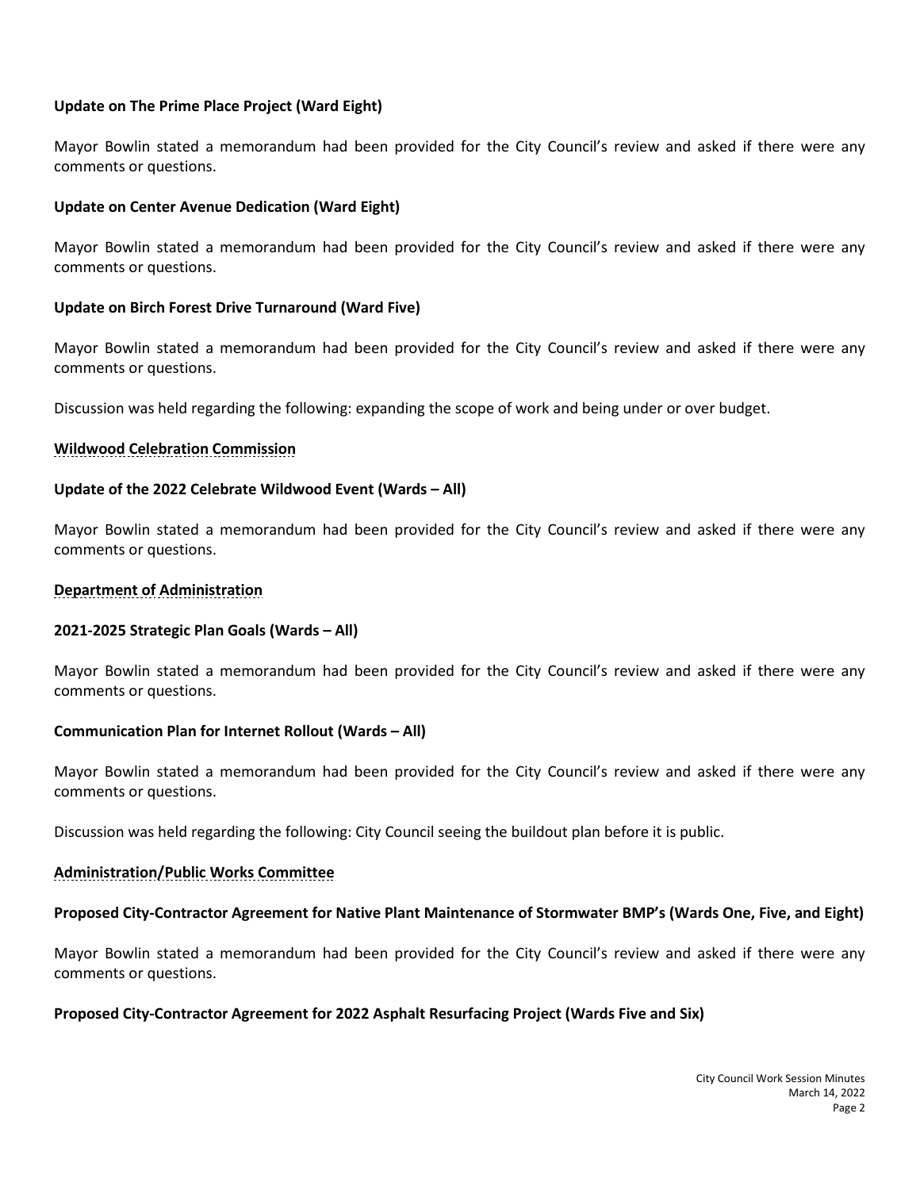**Update on The Prime Place Project (Ward Eight)**

Mayor Bowlin stated a memorandum had been provided for the City Council's review and asked if there were any comments or questions.

**Update on Center Avenue Dedication (Ward Eight)**

Mayor Bowlin stated a memorandum had been provided for the City Council's review and asked if there were any comments or questions.

**Update on Birch Forest Drive Turnaround (Ward Five)**

Mayor Bowlin stated a memorandum had been provided for the City Council's review and asked if there were any comments or questions.

Discussion was held regarding the following: expanding the scope of work and being under or over budget.

**Wildwood Celebration Commission**

**Update of the 2022 Celebrate Wildwood Event (Wards – All)**

Mayor Bowlin stated a memorandum had been provided for the City Council's review and asked if there were any comments or questions.

**Department of Administration**

**2021-2025 Strategic Plan Goals (Wards – All)**

Mayor Bowlin stated a memorandum had been provided for the City Council's review and asked if there were any comments or questions.

**Communication Plan for Internet Rollout (Wards – All)**

Mayor Bowlin stated a memorandum had been provided for the City Council's review and asked if there were any comments or questions.

Discussion was held regarding the following: City Council seeing the buildout plan before it is public.

**Administration/Public Works Committee**

**Proposed City-Contractor Agreement for Native Plant Maintenance of Stormwater BMP's (Wards One, Five, and Eight)**

Mayor Bowlin stated a memorandum had been provided for the City Council's review and asked if there were any comments or questions.

**Proposed City-Contractor Agreement for 2022 Asphalt Resurfacing Project (Wards Five and Six)**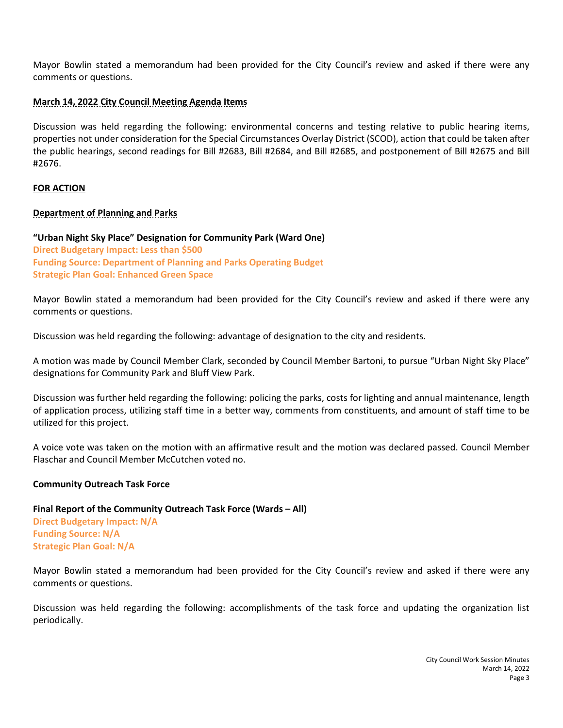Mayor Bowlin stated a memorandum had been provided for the City Council's review and asked if there were any comments or questions.

**March 14, 2022 City Council Meeting Agenda Items**

Discussion was held regarding the following: environmental concerns and testing relative to public hearing items, properties not under consideration for the Special Circumstances Overlay District (SCOD), action that could be taken after the public hearings, second readings for Bill #2683, Bill #2684, and Bill #2685, and postponement of Bill #2675 and Bill #2676.

**FOR ACTION**

**Department of Planning and Parks**

**"Urban Night Sky Place" Designation for Community Park (Ward One)**
**Direct Budgetary Impact: Less than $500**
**Funding Source: Department of Planning and Parks Operating Budget**
**Strategic Plan Goal: Enhanced Green Space**

Mayor Bowlin stated a memorandum had been provided for the City Council's review and asked if there were any comments or questions.

Discussion was held regarding the following: advantage of designation to the city and residents.

A motion was made by Council Member Clark, seconded by Council Member Bartoni, to pursue "Urban Night Sky Place" designations for Community Park and Bluff View Park.

Discussion was further held regarding the following: policing the parks, costs for lighting and annual maintenance, length of application process, utilizing staff time in a better way, comments from constituents, and amount of staff time to be utilized for this project.

A voice vote was taken on the motion with an affirmative result and the motion was declared passed. Council Member Flaschar and Council Member McCutchen voted no.

**Community Outreach Task Force**

**Final Report of the Community Outreach Task Force (Wards – All)**
**Direct Budgetary Impact: N/A**
**Funding Source: N/A**
**Strategic Plan Goal: N/A**

Mayor Bowlin stated a memorandum had been provided for the City Council's review and asked if there were any comments or questions.

Discussion was held regarding the following: accomplishments of the task force and updating the organization list periodically.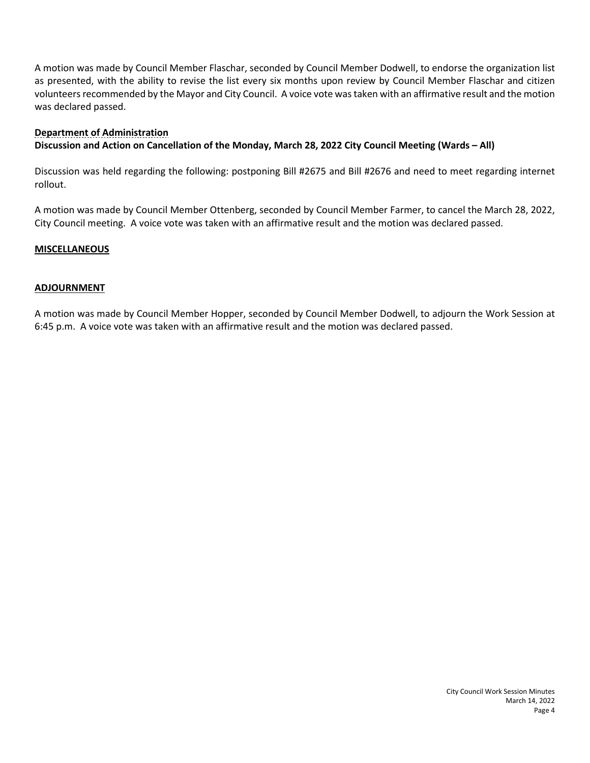A motion was made by Council Member Flaschar, seconded by Council Member Dodwell, to endorse the organization list as presented, with the ability to revise the list every six months upon review by Council Member Flaschar and citizen volunteers recommended by the Mayor and City Council. A voice vote was taken with an affirmative result and the motion was declared passed.

**Department of Administration**

**Discussion and Action on Cancellation of the Monday, March 28, 2022 City Council Meeting (Wards – All)**

Discussion was held regarding the following: postponing Bill #2675 and Bill #2676 and need to meet regarding internet rollout.

A motion was made by Council Member Ottenberg, seconded by Council Member Farmer, to cancel the March 28, 2022, City Council meeting. A voice vote was taken with an affirmative result and the motion was declared passed.

**MISCELLANEOUS**

**ADJOURNMENT**

A motion was made by Council Member Hopper, seconded by Council Member Dodwell, to adjourn the Work Session at 6:45 p.m. A voice vote was taken with an affirmative result and the motion was declared passed.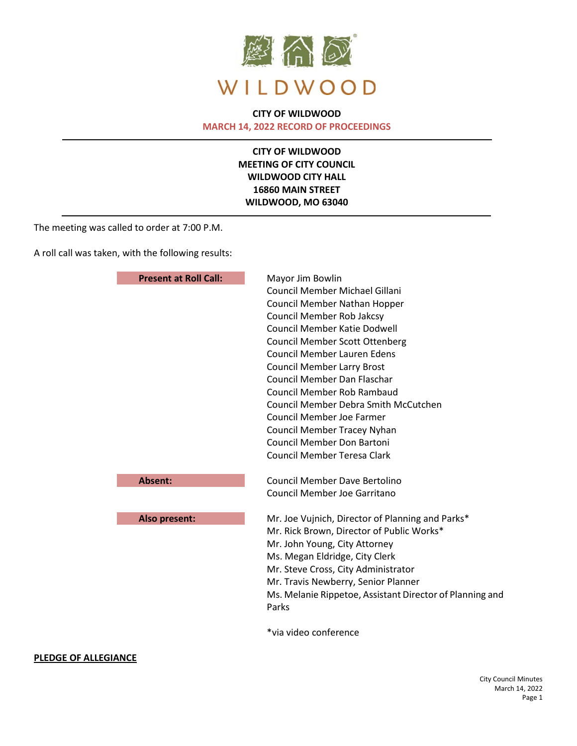**CITY OF WILDWOOD**
**MARCH 14, 2022 RECORD OF PROCEEDINGS**

---

**CITY OF WILDWOOD**
**MEETING OF CITY COUNCIL**
**WILDWOOD CITY HALL**
**16860 MAIN STREET**
**WILDWOOD, MO 63040**

---

The meeting was called to order at 7:00 P.M.

A roll call was taken, with the following results:

| | |
|---|---|
| **Present at Roll Call:** | Mayor Jim Bowlin<br>Council Member Michael Gillani<br>Council Member Nathan Hopper<br>Council Member Rob Jakcsy<br>Council Member Katie Dodwell<br>Council Member Scott Ottenberg<br>Council Member Lauren Edens<br>Council Member Larry Brost<br>Council Member Dan Flaschar<br>Council Member Rob Rambaud<br>Council Member Debra Smith McCutchen<br>Council Member Joe Farmer<br>Council Member Tracey Nyhan<br>Council Member Don Bartoni<br>Council Member Teresa Clark |
| **Absent:** | Council Member Dave Bertolino<br>Council Member Joe Garritano |
| **Also present:** | Mr. Joe Vujnich, Director of Planning and Parks*<br>Mr. Rick Brown, Director of Public Works*<br>Mr. John Young, City Attorney<br>Ms. Megan Eldridge, City Clerk<br>Mr. Steve Cross, City Administrator<br>Mr. Travis Newberry, Senior Planner<br>Ms. Melanie Rippetoe, Assistant Director of Planning and Parks |

*via video conference

**PLEDGE OF ALLEGIANCE**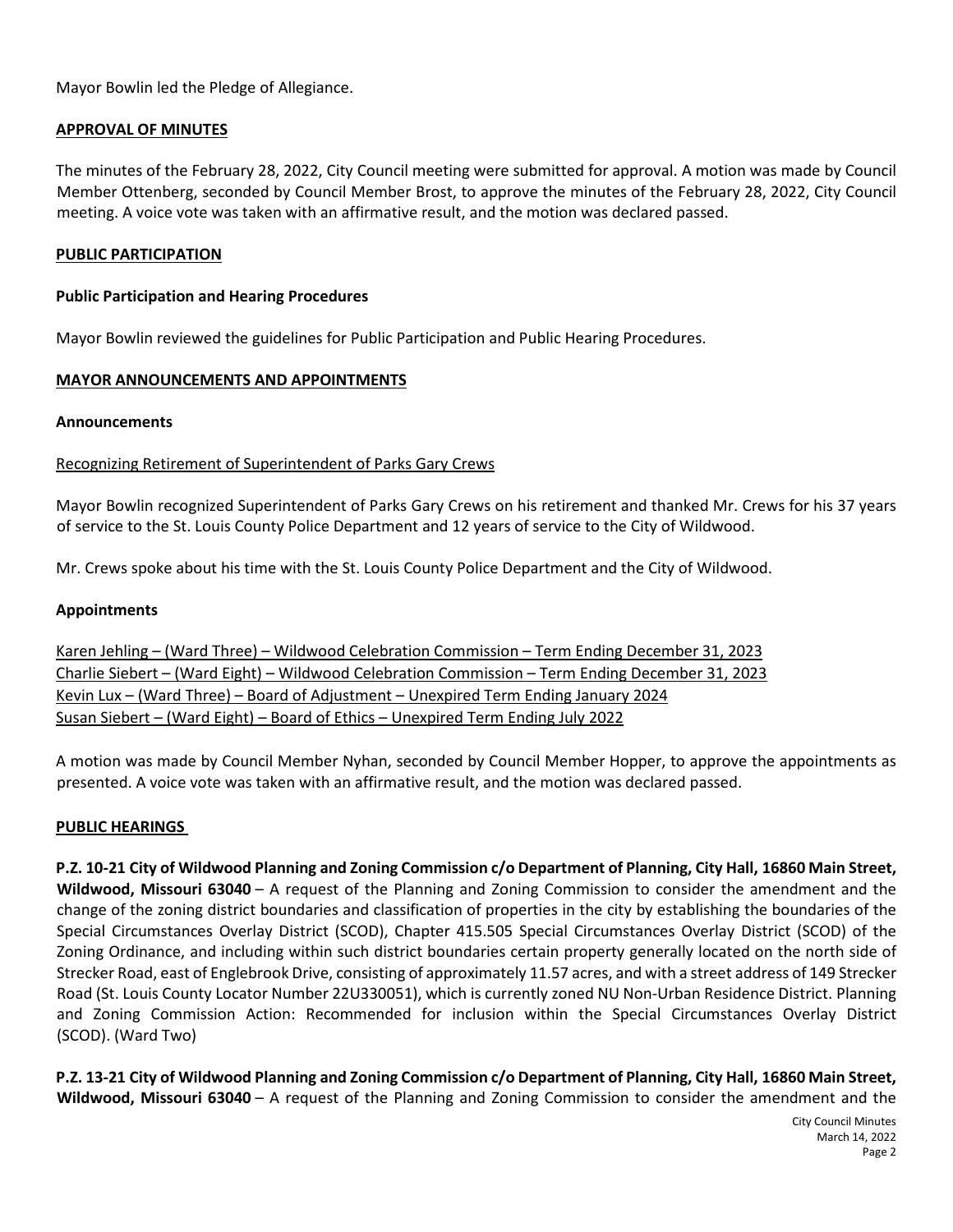Mayor Bowlin led the Pledge of Allegiance.

## APPROVAL OF MINUTES

The minutes of the February 28, 2022, City Council meeting were submitted for approval. A motion was made by Council Member Ottenberg, seconded by Council Member Brost, to approve the minutes of the February 28, 2022, City Council meeting. A voice vote was taken with an affirmative result, and the motion was declared passed.

## PUBLIC PARTICIPATION

### Public Participation and Hearing Procedures

Mayor Bowlin reviewed the guidelines for Public Participation and Public Hearing Procedures.

## MAYOR ANNOUNCEMENTS AND APPOINTMENTS

### Announcements

Recognizing Retirement of Superintendent of Parks Gary Crews

Mayor Bowlin recognized Superintendent of Parks Gary Crews on his retirement and thanked Mr. Crews for his 37 years of service to the St. Louis County Police Department and 12 years of service to the City of Wildwood.

Mr. Crews spoke about his time with the St. Louis County Police Department and the City of Wildwood.

### Appointments

Karen Jehling – (Ward Three) – Wildwood Celebration Commission – Term Ending December 31, 2023
Charlie Siebert – (Ward Eight) – Wildwood Celebration Commission – Term Ending December 31, 2023
Kevin Lux – (Ward Three) – Board of Adjustment – Unexpired Term Ending January 2024
Susan Siebert – (Ward Eight) – Board of Ethics – Unexpired Term Ending July 2022

A motion was made by Council Member Nyhan, seconded by Council Member Hopper, to approve the appointments as presented. A voice vote was taken with an affirmative result, and the motion was declared passed.

## PUBLIC HEARINGS

**P.Z. 10-21 City of Wildwood Planning and Zoning Commission c/o Department of Planning, City Hall, 16860 Main Street, Wildwood, Missouri 63040** – A request of the Planning and Zoning Commission to consider the amendment and the change of the zoning district boundaries and classification of properties in the city by establishing the boundaries of the Special Circumstances Overlay District (SCOD), Chapter 415.505 Special Circumstances Overlay District (SCOD) of the Zoning Ordinance, and including within such district boundaries certain property generally located on the north side of Strecker Road, east of Englebrook Drive, consisting of approximately 11.57 acres, and with a street address of 149 Strecker Road (St. Louis County Locator Number 22U330051), which is currently zoned NU Non-Urban Residence District. Planning and Zoning Commission Action: Recommended for inclusion within the Special Circumstances Overlay District (SCOD). (Ward Two)

**P.Z. 13-21 City of Wildwood Planning and Zoning Commission c/o Department of Planning, City Hall, 16860 Main Street, Wildwood, Missouri 63040** – A request of the Planning and Zoning Commission to consider the amendment and the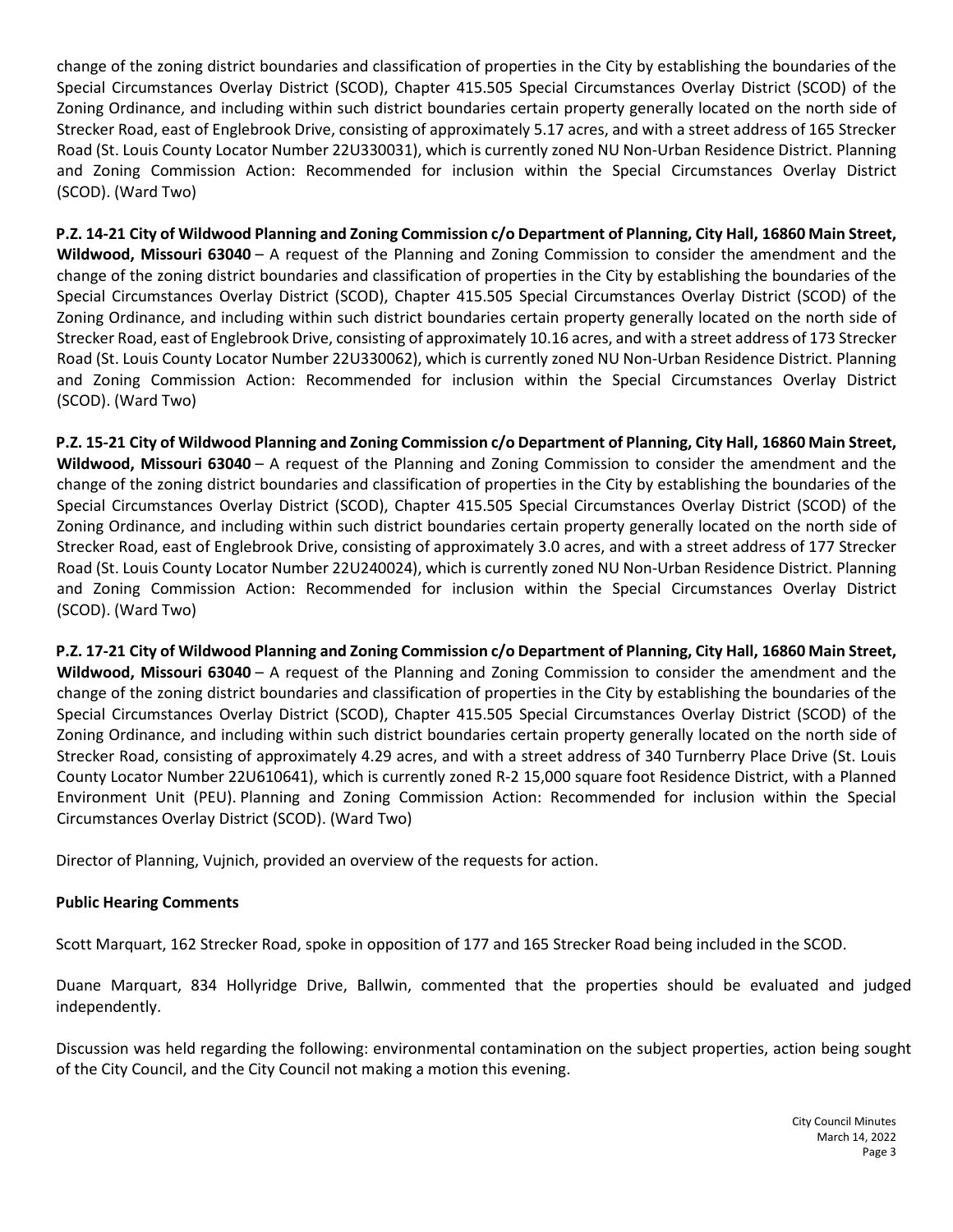change of the zoning district boundaries and classification of properties in the City by establishing the boundaries of the Special Circumstances Overlay District (SCOD), Chapter 415.505 Special Circumstances Overlay District (SCOD) of the Zoning Ordinance, and including within such district boundaries certain property generally located on the north side of Strecker Road, east of Englebrook Drive, consisting of approximately 5.17 acres, and with a street address of 165 Strecker Road (St. Louis County Locator Number 22U330031), which is currently zoned NU Non-Urban Residence District. Planning and Zoning Commission Action: Recommended for inclusion within the Special Circumstances Overlay District (SCOD). (Ward Two)

**P.Z. 14-21 City of Wildwood Planning and Zoning Commission c/o Department of Planning, City Hall, 16860 Main Street, Wildwood, Missouri 63040** – A request of the Planning and Zoning Commission to consider the amendment and the change of the zoning district boundaries and classification of properties in the City by establishing the boundaries of the Special Circumstances Overlay District (SCOD), Chapter 415.505 Special Circumstances Overlay District (SCOD) of the Zoning Ordinance, and including within such district boundaries certain property generally located on the north side of Strecker Road, east of Englebrook Drive, consisting of approximately 10.16 acres, and with a street address of 173 Strecker Road (St. Louis County Locator Number 22U330062), which is currently zoned NU Non-Urban Residence District. Planning and Zoning Commission Action: Recommended for inclusion within the Special Circumstances Overlay District (SCOD). (Ward Two)

**P.Z. 15-21 City of Wildwood Planning and Zoning Commission c/o Department of Planning, City Hall, 16860 Main Street, Wildwood, Missouri 63040** – A request of the Planning and Zoning Commission to consider the amendment and the change of the zoning district boundaries and classification of properties in the City by establishing the boundaries of the Special Circumstances Overlay District (SCOD), Chapter 415.505 Special Circumstances Overlay District (SCOD) of the Zoning Ordinance, and including within such district boundaries certain property generally located on the north side of Strecker Road, east of Englebrook Drive, consisting of approximately 3.0 acres, and with a street address of 177 Strecker Road (St. Louis County Locator Number 22U240024), which is currently zoned NU Non-Urban Residence District. Planning and Zoning Commission Action: Recommended for inclusion within the Special Circumstances Overlay District (SCOD). (Ward Two)

**P.Z. 17-21 City of Wildwood Planning and Zoning Commission c/o Department of Planning, City Hall, 16860 Main Street, Wildwood, Missouri 63040** – A request of the Planning and Zoning Commission to consider the amendment and the change of the zoning district boundaries and classification of properties in the City by establishing the boundaries of the Special Circumstances Overlay District (SCOD), Chapter 415.505 Special Circumstances Overlay District (SCOD) of the Zoning Ordinance, and including within such district boundaries certain property generally located on the north side of Strecker Road, consisting of approximately 4.29 acres, and with a street address of 340 Turnberry Place Drive (St. Louis County Locator Number 22U610641), which is currently zoned R-2 15,000 square foot Residence District, with a Planned Environment Unit (PEU). Planning and Zoning Commission Action: Recommended for inclusion within the Special Circumstances Overlay District (SCOD). (Ward Two)

Director of Planning, Vujnich, provided an overview of the requests for action.

**Public Hearing Comments**

Scott Marquart, 162 Strecker Road, spoke in opposition of 177 and 165 Strecker Road being included in the SCOD.

Duane Marquart, 834 Hollyridge Drive, Ballwin, commented that the properties should be evaluated and judged independently.

Discussion was held regarding the following: environmental contamination on the subject properties, action being sought of the City Council, and the City Council not making a motion this evening.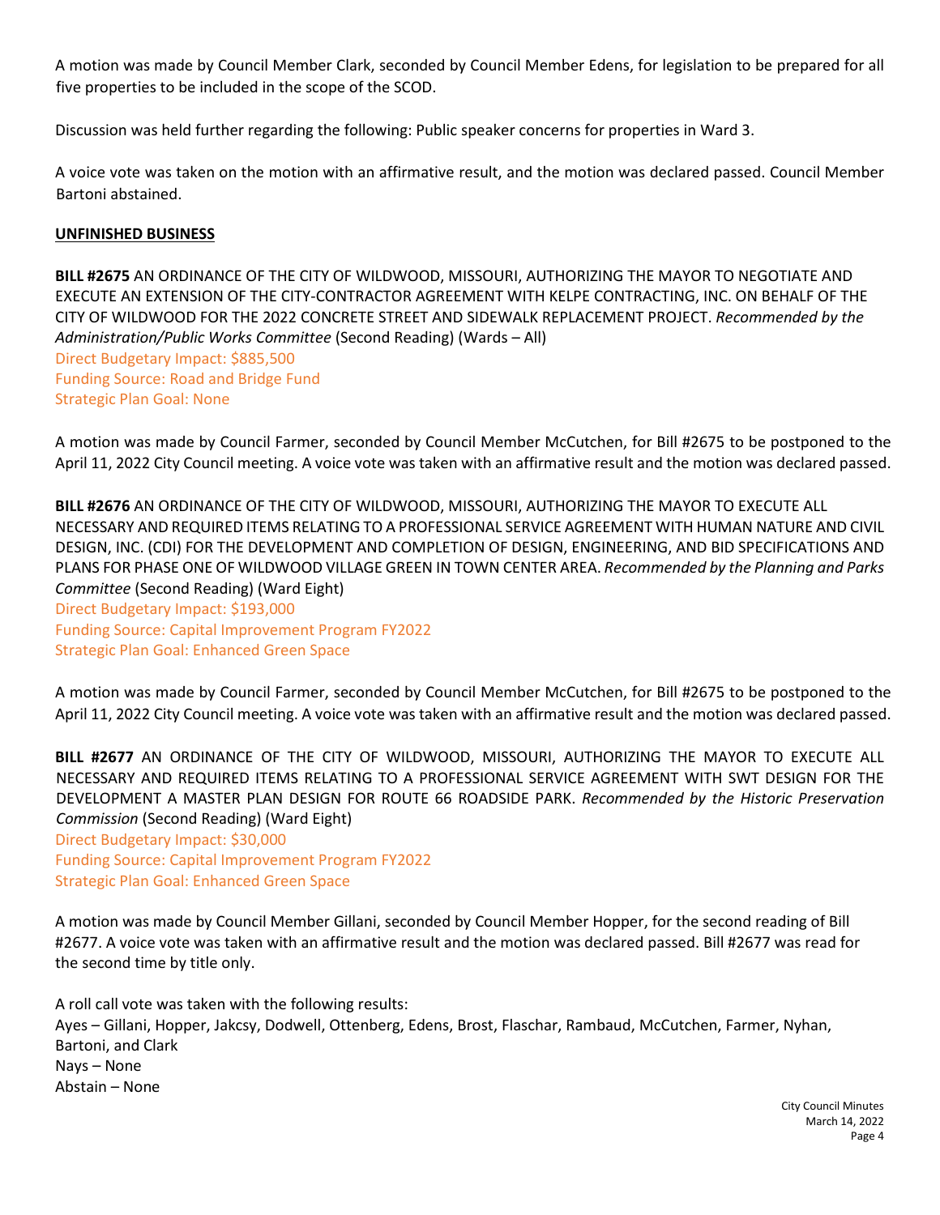A motion was made by Council Member Clark, seconded by Council Member Edens, for legislation to be prepared for all five properties to be included in the scope of the SCOD.

Discussion was held further regarding the following: Public speaker concerns for properties in Ward 3.

A voice vote was taken on the motion with an affirmative result, and the motion was declared passed. Council Member Bartoni abstained.

**UNFINISHED BUSINESS**

**BILL #2675** AN ORDINANCE OF THE CITY OF WILDWOOD, MISSOURI, AUTHORIZING THE MAYOR TO NEGOTIATE AND EXECUTE AN EXTENSION OF THE CITY-CONTRACTOR AGREEMENT WITH KELPE CONTRACTING, INC. ON BEHALF OF THE CITY OF WILDWOOD FOR THE 2022 CONCRETE STREET AND SIDEWALK REPLACEMENT PROJECT. *Recommended by the Administration/Public Works Committee* (Second Reading) (Wards – All)
Direct Budgetary Impact: $885,500
Funding Source: Road and Bridge Fund
Strategic Plan Goal: None

A motion was made by Council Farmer, seconded by Council Member McCutchen, for Bill #2675 to be postponed to the April 11, 2022 City Council meeting. A voice vote was taken with an affirmative result and the motion was declared passed.

**BILL #2676** AN ORDINANCE OF THE CITY OF WILDWOOD, MISSOURI, AUTHORIZING THE MAYOR TO EXECUTE ALL NECESSARY AND REQUIRED ITEMS RELATING TO A PROFESSIONAL SERVICE AGREEMENT WITH HUMAN NATURE AND CIVIL DESIGN, INC. (CDI) FOR THE DEVELOPMENT AND COMPLETION OF DESIGN, ENGINEERING, AND BID SPECIFICATIONS AND PLANS FOR PHASE ONE OF WILDWOOD VILLAGE GREEN IN TOWN CENTER AREA. *Recommended by the Planning and Parks Committee* (Second Reading) (Ward Eight)
Direct Budgetary Impact: $193,000
Funding Source: Capital Improvement Program FY2022
Strategic Plan Goal: Enhanced Green Space

A motion was made by Council Farmer, seconded by Council Member McCutchen, for Bill #2675 to be postponed to the April 11, 2022 City Council meeting. A voice vote was taken with an affirmative result and the motion was declared passed.

**BILL #2677** AN ORDINANCE OF THE CITY OF WILDWOOD, MISSOURI, AUTHORIZING THE MAYOR TO EXECUTE ALL NECESSARY AND REQUIRED ITEMS RELATING TO A PROFESSIONAL SERVICE AGREEMENT WITH SWT DESIGN FOR THE DEVELOPMENT A MASTER PLAN DESIGN FOR ROUTE 66 ROADSIDE PARK. *Recommended by the Historic Preservation Commission* (Second Reading) (Ward Eight)
Direct Budgetary Impact: $30,000
Funding Source: Capital Improvement Program FY2022
Strategic Plan Goal: Enhanced Green Space

A motion was made by Council Member Gillani, seconded by Council Member Hopper, for the second reading of Bill #2677. A voice vote was taken with an affirmative result and the motion was declared passed. Bill #2677 was read for the second time by title only.

A roll call vote was taken with the following results:
Ayes – Gillani, Hopper, Jakcsy, Dodwell, Ottenberg, Edens, Brost, Flaschar, Rambaud, McCutchen, Farmer, Nyhan, Bartoni, and Clark
Nays – None
Abstain – None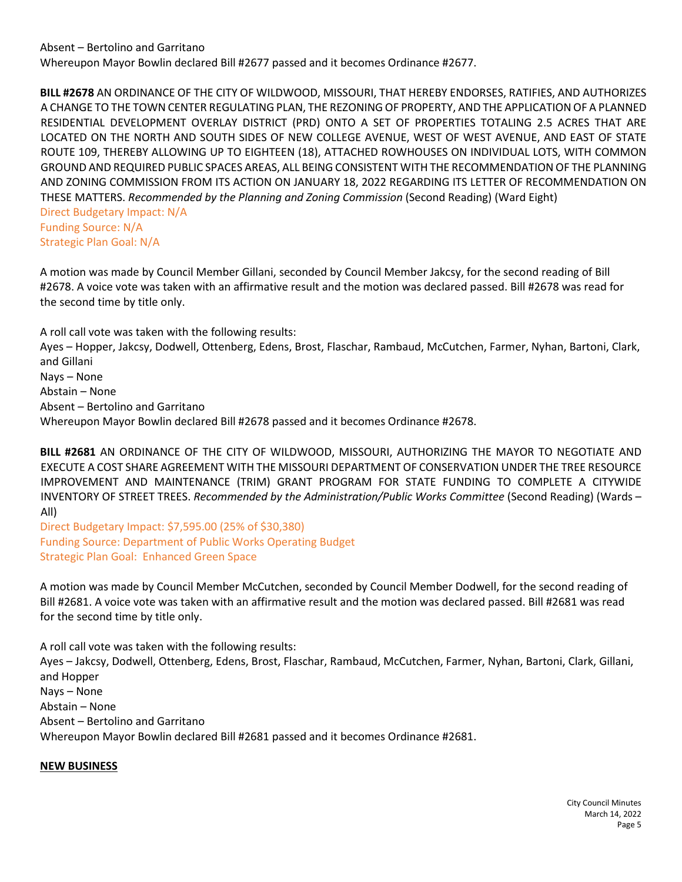Absent – Bertolino and Garritano
Whereupon Mayor Bowlin declared Bill #2677 passed and it becomes Ordinance #2677.

**BILL #2678** AN ORDINANCE OF THE CITY OF WILDWOOD, MISSOURI, THAT HEREBY ENDORSES, RATIFIES, AND AUTHORIZES A CHANGE TO THE TOWN CENTER REGULATING PLAN, THE REZONING OF PROPERTY, AND THE APPLICATION OF A PLANNED RESIDENTIAL DEVELOPMENT OVERLAY DISTRICT (PRD) ONTO A SET OF PROPERTIES TOTALING 2.5 ACRES THAT ARE LOCATED ON THE NORTH AND SOUTH SIDES OF NEW COLLEGE AVENUE, WEST OF WEST AVENUE, AND EAST OF STATE ROUTE 109, THEREBY ALLOWING UP TO EIGHTEEN (18), ATTACHED ROWHOUSES ON INDIVIDUAL LOTS, WITH COMMON GROUND AND REQUIRED PUBLIC SPACES AREAS, ALL BEING CONSISTENT WITH THE RECOMMENDATION OF THE PLANNING AND ZONING COMMISSION FROM ITS ACTION ON JANUARY 18, 2022 REGARDING ITS LETTER OF RECOMMENDATION ON THESE MATTERS. *Recommended by the Planning and Zoning Commission* (Second Reading) (Ward Eight)
Direct Budgetary Impact: N/A
Funding Source: N/A
Strategic Plan Goal: N/A

A motion was made by Council Member Gillani, seconded by Council Member Jakcsy, for the second reading of Bill #2678. A voice vote was taken with an affirmative result and the motion was declared passed. Bill #2678 was read for the second time by title only.

A roll call vote was taken with the following results:
Ayes – Hopper, Jakcsy, Dodwell, Ottenberg, Edens, Brost, Flaschar, Rambaud, McCutchen, Farmer, Nyhan, Bartoni, Clark, and Gillani
Nays – None
Abstain – None
Absent – Bertolino and Garritano
Whereupon Mayor Bowlin declared Bill #2678 passed and it becomes Ordinance #2678.

**BILL #2681** AN ORDINANCE OF THE CITY OF WILDWOOD, MISSOURI, AUTHORIZING THE MAYOR TO NEGOTIATE AND EXECUTE A COST SHARE AGREEMENT WITH THE MISSOURI DEPARTMENT OF CONSERVATION UNDER THE TREE RESOURCE IMPROVEMENT AND MAINTENANCE (TRIM) GRANT PROGRAM FOR STATE FUNDING TO COMPLETE A CITYWIDE INVENTORY OF STREET TREES. *Recommended by the Administration/Public Works Committee* (Second Reading) (Wards – All)
Direct Budgetary Impact: $7,595.00 (25% of $30,380)
Funding Source: Department of Public Works Operating Budget
Strategic Plan Goal: Enhanced Green Space

A motion was made by Council Member McCutchen, seconded by Council Member Dodwell, for the second reading of Bill #2681. A voice vote was taken with an affirmative result and the motion was declared passed. Bill #2681 was read for the second time by title only.

A roll call vote was taken with the following results:
Ayes – Jakcsy, Dodwell, Ottenberg, Edens, Brost, Flaschar, Rambaud, McCutchen, Farmer, Nyhan, Bartoni, Clark, Gillani, and Hopper
Nays – None
Abstain – None
Absent – Bertolino and Garritano
Whereupon Mayor Bowlin declared Bill #2681 passed and it becomes Ordinance #2681.

**NEW BUSINESS**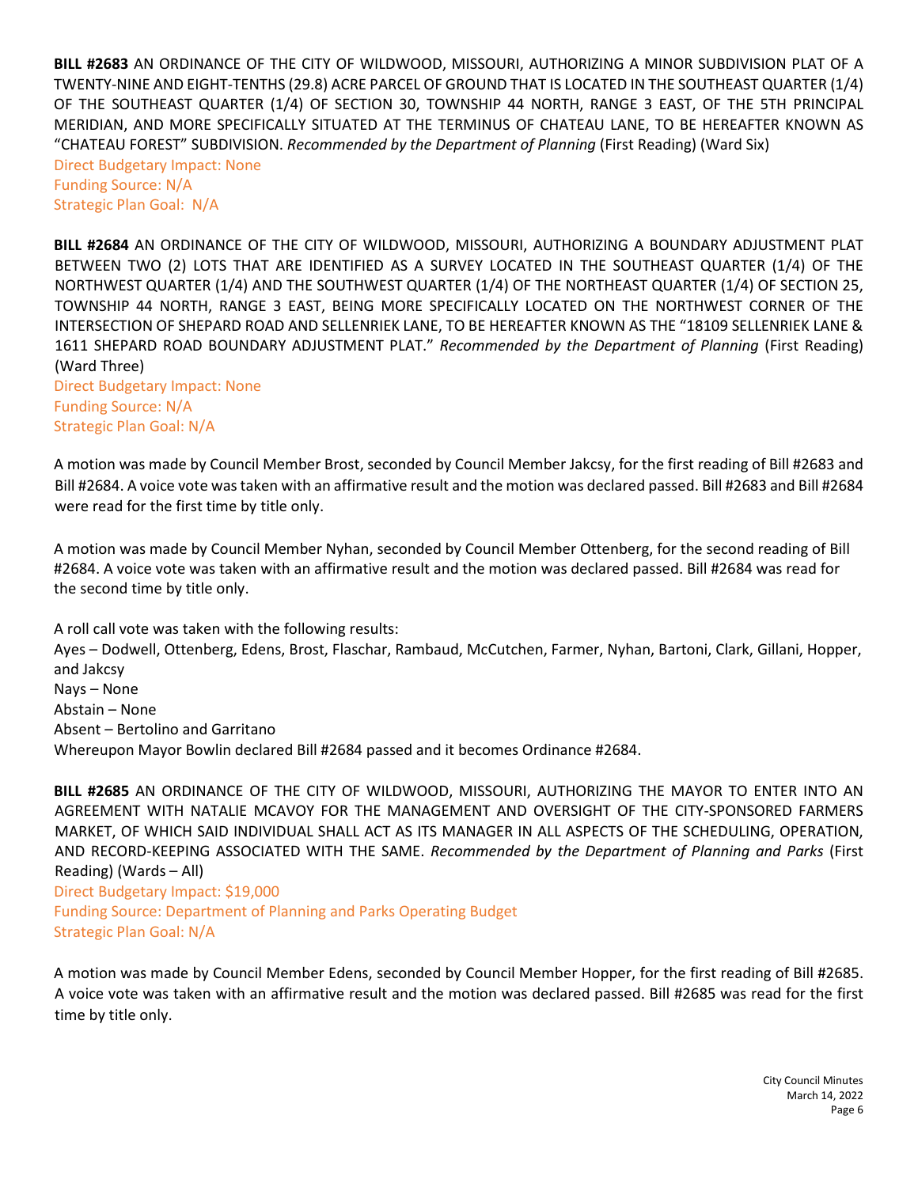**BILL #2683** AN ORDINANCE OF THE CITY OF WILDWOOD, MISSOURI, AUTHORIZING A MINOR SUBDIVISION PLAT OF A TWENTY-NINE AND EIGHT-TENTHS (29.8) ACRE PARCEL OF GROUND THAT IS LOCATED IN THE SOUTHEAST QUARTER (1/4) OF THE SOUTHEAST QUARTER (1/4) OF SECTION 30, TOWNSHIP 44 NORTH, RANGE 3 EAST, OF THE 5TH PRINCIPAL MERIDIAN, AND MORE SPECIFICALLY SITUATED AT THE TERMINUS OF CHATEAU LANE, TO BE HEREAFTER KNOWN AS "CHATEAU FOREST" SUBDIVISION. *Recommended by the Department of Planning* (First Reading) (Ward Six)
Direct Budgetary Impact: None
Funding Source: N/A
Strategic Plan Goal: N/A

**BILL #2684** AN ORDINANCE OF THE CITY OF WILDWOOD, MISSOURI, AUTHORIZING A BOUNDARY ADJUSTMENT PLAT BETWEEN TWO (2) LOTS THAT ARE IDENTIFIED AS A SURVEY LOCATED IN THE SOUTHEAST QUARTER (1/4) OF THE NORTHWEST QUARTER (1/4) AND THE SOUTHWEST QUARTER (1/4) OF THE NORTHEAST QUARTER (1/4) OF SECTION 25, TOWNSHIP 44 NORTH, RANGE 3 EAST, BEING MORE SPECIFICALLY LOCATED ON THE NORTHWEST CORNER OF THE INTERSECTION OF SHEPARD ROAD AND SELLENRIEK LANE, TO BE HEREAFTER KNOWN AS THE "18109 SELLENRIEK LANE & 1611 SHEPARD ROAD BOUNDARY ADJUSTMENT PLAT." *Recommended by the Department of Planning* (First Reading) (Ward Three)
Direct Budgetary Impact: None
Funding Source: N/A
Strategic Plan Goal: N/A

A motion was made by Council Member Brost, seconded by Council Member Jakcsy, for the first reading of Bill #2683 and Bill #2684. A voice vote was taken with an affirmative result and the motion was declared passed. Bill #2683 and Bill #2684 were read for the first time by title only.

A motion was made by Council Member Nyhan, seconded by Council Member Ottenberg, for the second reading of Bill #2684. A voice vote was taken with an affirmative result and the motion was declared passed. Bill #2684 was read for the second time by title only.

A roll call vote was taken with the following results:
Ayes – Dodwell, Ottenberg, Edens, Brost, Flaschar, Rambaud, McCutchen, Farmer, Nyhan, Bartoni, Clark, Gillani, Hopper, and Jakcsy
Nays – None
Abstain – None
Absent – Bertolino and Garritano
Whereupon Mayor Bowlin declared Bill #2684 passed and it becomes Ordinance #2684.

**BILL #2685** AN ORDINANCE OF THE CITY OF WILDWOOD, MISSOURI, AUTHORIZING THE MAYOR TO ENTER INTO AN AGREEMENT WITH NATALIE MCAVOY FOR THE MANAGEMENT AND OVERSIGHT OF THE CITY-SPONSORED FARMERS MARKET, OF WHICH SAID INDIVIDUAL SHALL ACT AS ITS MANAGER IN ALL ASPECTS OF THE SCHEDULING, OPERATION, AND RECORD-KEEPING ASSOCIATED WITH THE SAME. *Recommended by the Department of Planning and Parks* (First Reading) (Wards – All)
Direct Budgetary Impact: $19,000
Funding Source: Department of Planning and Parks Operating Budget
Strategic Plan Goal: N/A

A motion was made by Council Member Edens, seconded by Council Member Hopper, for the first reading of Bill #2685. A voice vote was taken with an affirmative result and the motion was declared passed. Bill #2685 was read for the first time by title only.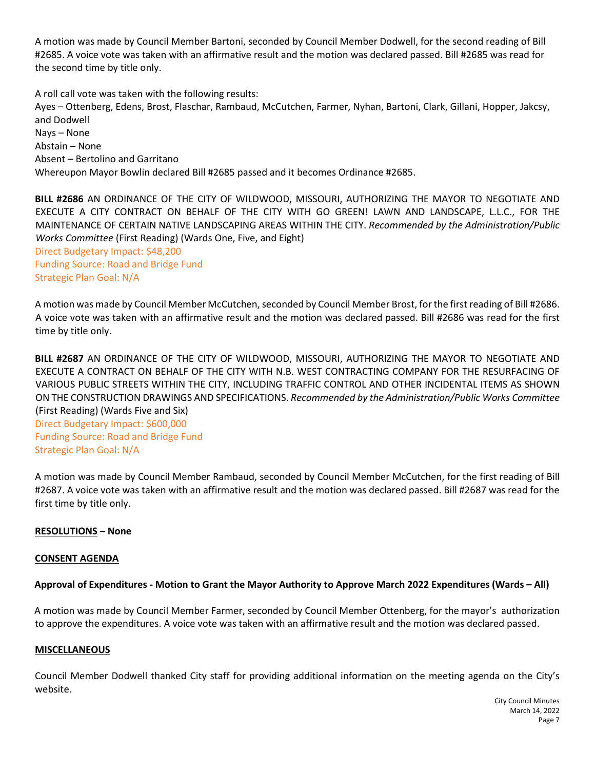A motion was made by Council Member Bartoni, seconded by Council Member Dodwell, for the second reading of Bill #2685. A voice vote was taken with an affirmative result and the motion was declared passed. Bill #2685 was read for the second time by title only.

A roll call vote was taken with the following results:
Ayes – Ottenberg, Edens, Brost, Flaschar, Rambaud, McCutchen, Farmer, Nyhan, Bartoni, Clark, Gillani, Hopper, Jakcsy, and Dodwell
Nays – None
Abstain – None
Absent – Bertolino and Garritano
Whereupon Mayor Bowlin declared Bill #2685 passed and it becomes Ordinance #2685.

**BILL #2686** AN ORDINANCE OF THE CITY OF WILDWOOD, MISSOURI, AUTHORIZING THE MAYOR TO NEGOTIATE AND EXECUTE A CITY CONTRACT ON BEHALF OF THE CITY WITH GO GREEN! LAWN AND LANDSCAPE, L.L.C., FOR THE MAINTENANCE OF CERTAIN NATIVE LANDSCAPING AREAS WITHIN THE CITY. *Recommended by the Administration/Public Works Committee* (First Reading) (Wards One, Five, and Eight)
Direct Budgetary Impact: $48,200
Funding Source: Road and Bridge Fund
Strategic Plan Goal: N/A

A motion was made by Council Member McCutchen, seconded by Council Member Brost, for the first reading of Bill #2686. A voice vote was taken with an affirmative result and the motion was declared passed. Bill #2686 was read for the first time by title only.

**BILL #2687** AN ORDINANCE OF THE CITY OF WILDWOOD, MISSOURI, AUTHORIZING THE MAYOR TO NEGOTIATE AND EXECUTE A CONTRACT ON BEHALF OF THE CITY WITH N.B. WEST CONTRACTING COMPANY FOR THE RESURFACING OF VARIOUS PUBLIC STREETS WITHIN THE CITY, INCLUDING TRAFFIC CONTROL AND OTHER INCIDENTAL ITEMS AS SHOWN ON THE CONSTRUCTION DRAWINGS AND SPECIFICATIONS. *Recommended by the Administration/Public Works Committee* (First Reading) (Wards Five and Six)
Direct Budgetary Impact: $600,000
Funding Source: Road and Bridge Fund
Strategic Plan Goal: N/A

A motion was made by Council Member Rambaud, seconded by Council Member McCutchen, for the first reading of Bill #2687. A voice vote was taken with an affirmative result and the motion was declared passed. Bill #2687 was read for the first time by title only.

**RESOLUTIONS – None**

**CONSENT AGENDA**

**Approval of Expenditures - Motion to Grant the Mayor Authority to Approve March 2022 Expenditures (Wards – All)**

A motion was made by Council Member Farmer, seconded by Council Member Ottenberg, for the mayor's authorization to approve the expenditures. A voice vote was taken with an affirmative result and the motion was declared passed.

**MISCELLANEOUS**

Council Member Dodwell thanked City staff for providing additional information on the meeting agenda on the City's website.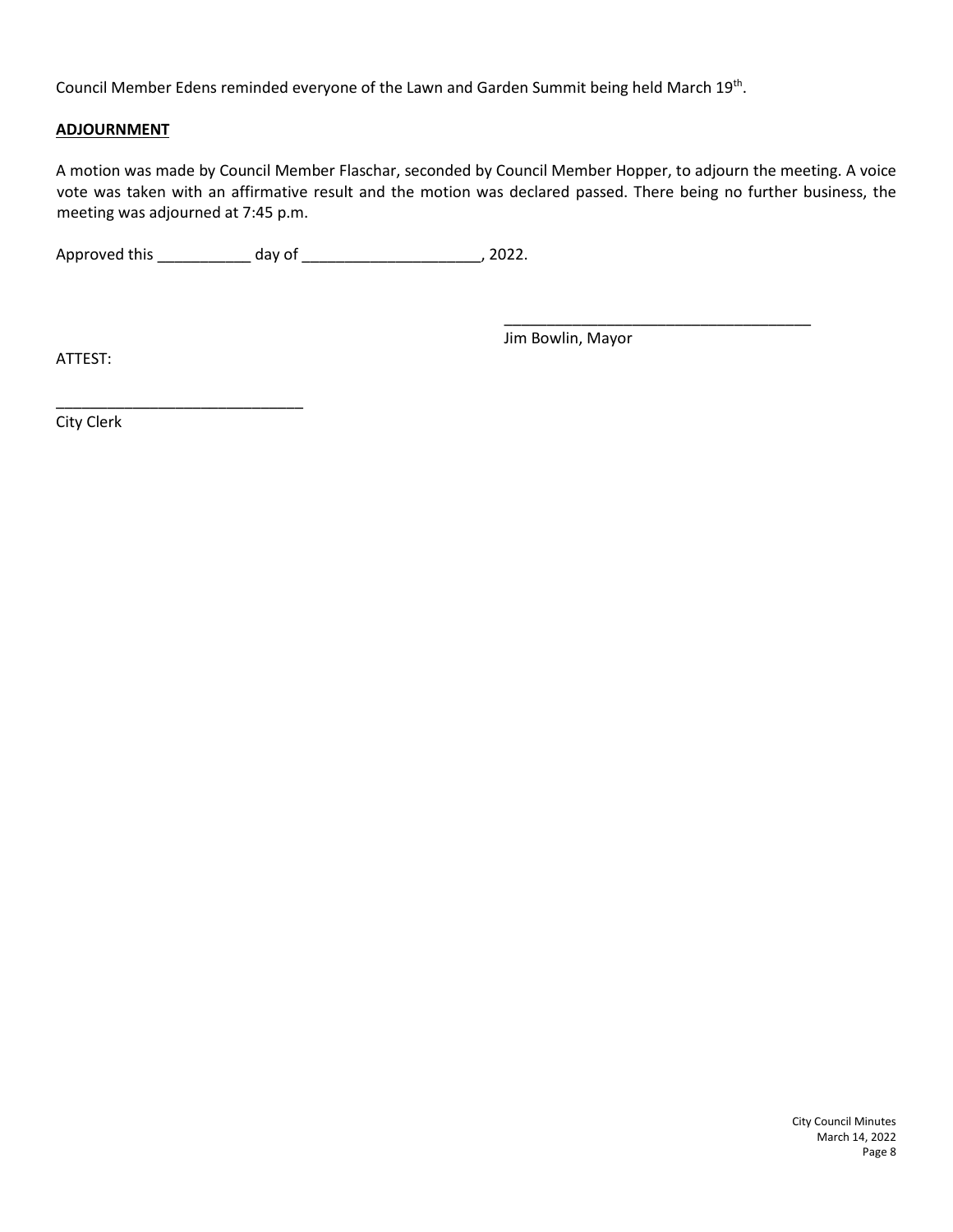Council Member Edens reminded everyone of the Lawn and Garden Summit being held March 19th.

**ADJOURNMENT**

A motion was made by Council Member Flaschar, seconded by Council Member Hopper, to adjourn the meeting. A voice vote was taken with an affirmative result and the motion was declared passed. There being no further business, the meeting was adjourned at 7:45 p.m.

Approved this ___________ day of _____________________, 2022.

_____________________________________
Jim Bowlin, Mayor

ATTEST:

_____________________________
City Clerk